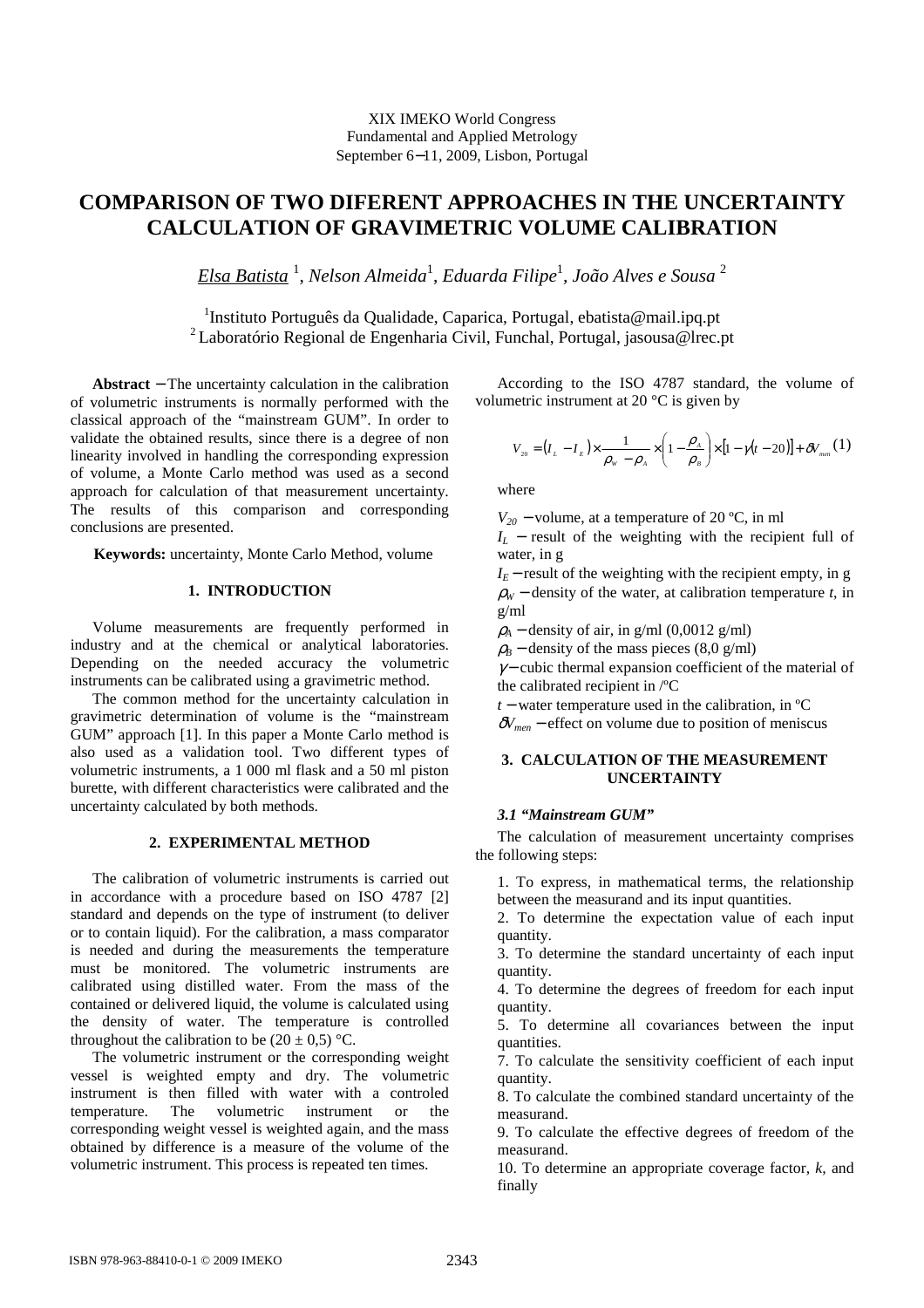XIX IMEKO World Congress
Fundamental and Applied Metrology
September 6−11, 2009, Lisbon, Portugal

# COMPARISON OF TWO DIFERENT APPROACHES IN THE UNCERTAINTY CALCULATION OF GRAVIMETRIC VOLUME CALIBRATION

*Elsa Batista* [1], *Nelson Almeida*[1], *Eduarda Filipe*[1], *João Alves e Sousa* [2]

[1]Instituto Português da Qualidade, Caparica, Portugal, ebatista@mail.ipq.pt
[2] Laboratório Regional de Engenharia Civil, Funchal, Portugal, jasousa@lrec.pt

**Abstract** − The uncertainty calculation in the calibration of volumetric instruments is normally performed with the classical approach of the "mainstream GUM". In order to validate the obtained results, since there is a degree of non linearity involved in handling the corresponding expression of volume, a Monte Carlo method was used as a second approach for calculation of that measurement uncertainty. The results of this comparison and corresponding conclusions are presented.

**Keywords:** uncertainty, Monte Carlo Method, volume

## 1. INTRODUCTION

Volume measurements are frequently performed in industry and at the chemical or analytical laboratories. Depending on the needed accuracy the volumetric instruments can be calibrated using a gravimetric method.

The common method for the uncertainty calculation in gravimetric determination of volume is the "mainstream GUM" approach [1]. In this paper a Monte Carlo method is also used as a validation tool. Two different types of volumetric instruments, a 1 000 ml flask and a 50 ml piston burette, with different characteristics were calibrated and the uncertainty calculated by both methods.

## 2. EXPERIMENTAL METHOD

The calibration of volumetric instruments is carried out in accordance with a procedure based on ISO 4787 [2] standard and depends on the type of instrument (to deliver or to contain liquid). For the calibration, a mass comparator is needed and during the measurements the temperature must be monitored. The volumetric instruments are calibrated using distilled water. From the mass of the contained or delivered liquid, the volume is calculated using the density of water. The temperature is controlled throughout the calibration to be (20 ± 0,5) °C.

The volumetric instrument or the corresponding weight vessel is weighted empty and dry. The volumetric instrument is then filled with water with a controled temperature. The volumetric instrument or the corresponding weight vessel is weighted again, and the mass obtained by difference is a measure of the volume of the volumetric instrument. This process is repeated ten times.

According to the ISO 4787 standard, the volume of volumetric instrument at 20 °C is given by

$$V_{20} = (I_L - I_E) \times \frac{1}{\rho_W - \rho_A} \times \left(1 - \frac{\rho_A}{\rho_B}\right) \times [1 - \gamma(t - 20)] + \delta V_{men} \quad (1)$$

where

$V_{20}$ − volume, at a temperature of 20 ºC, in ml

$I_L$ − result of the weighting with the recipient full of water, in g

$I_E$ − result of the weighting with the recipient empty, in g

$\rho_W$ − density of the water, at calibration temperature $t$, in g/ml

$\rho_A$ − density of air, in g/ml (0,0012 g/ml)

$\rho_B$ − density of the mass pieces (8,0 g/ml)

$\gamma$ − cubic thermal expansion coefficient of the material of the calibrated recipient in /ºC

$t$ − water temperature used in the calibration, in ºC

$\delta V_{men}$ − effect on volume due to position of meniscus

## 3. CALCULATION OF THE MEASUREMENT UNCERTAINTY

### *3.1 "Mainstream GUM"*

The calculation of measurement uncertainty comprises the following steps:

1. To express, in mathematical terms, the relationship between the measurand and its input quantities.
2. To determine the expectation value of each input quantity.
3. To determine the standard uncertainty of each input quantity.
4. To determine the degrees of freedom for each input quantity.
5. To determine all covariances between the input quantities.
7. To calculate the sensitivity coefficient of each input quantity.
8. To calculate the combined standard uncertainty of the measurand.
9. To calculate the effective degrees of freedom of the measurand.
10. To determine an appropriate coverage factor, $k$, and finally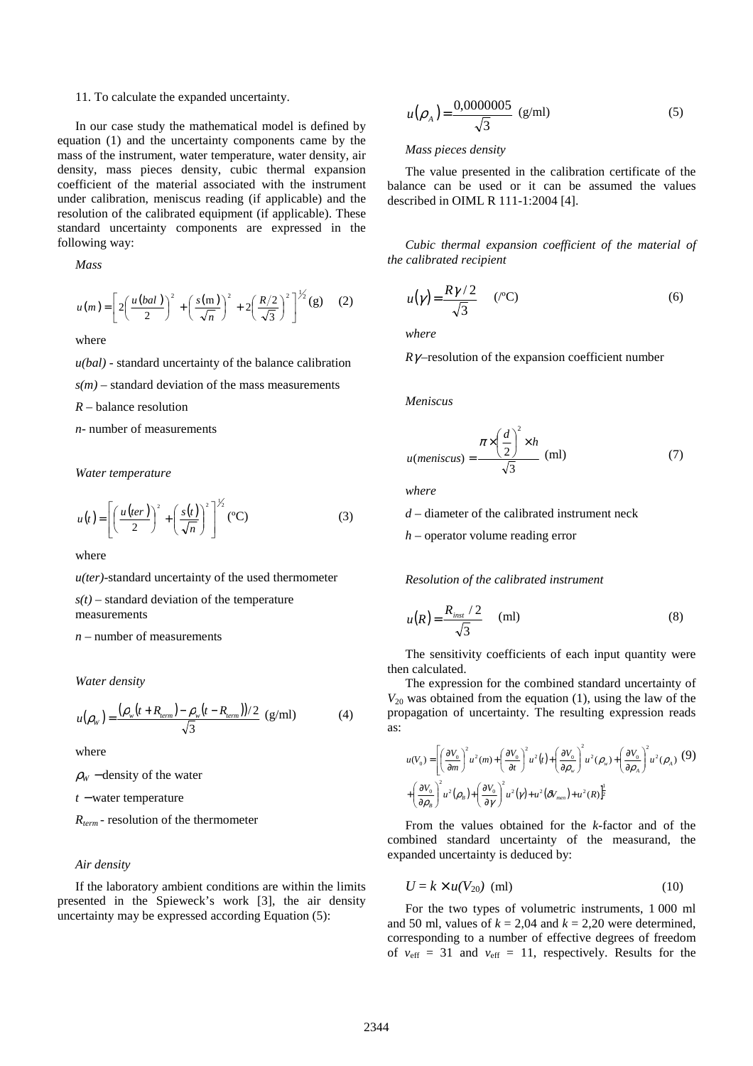11. To calculate the expanded uncertainty.

In our case study the mathematical model is defined by equation (1) and the uncertainty components came by the mass of the instrument, water temperature, water density, air density, mass pieces density, cubic thermal expansion coefficient of the material associated with the instrument under calibration, meniscus reading (if applicable) and the resolution of the calibrated equipment (if applicable). These standard uncertainty components are expressed in the following way:

*Mass*

$$u(m) = \left[ 2\left(\frac{u(bal)}{2}\right)^2 + \left(\frac{s(\mathrm{m})}{\sqrt{n}}\right)^2 + 2\left(\frac{R/2}{\sqrt{3}}\right)^2 \right]^{1/2} \text{(g)} \quad (2)$$

where

*u(bal)* - standard uncertainty of the balance calibration

*s(m)* – standard deviation of the mass measurements

*R* – balance resolution

*n*- number of measurements

*Water temperature*

$$u(t) = \left[ \left(\frac{u(ter)}{2}\right)^2 + \left(\frac{s(t)}{\sqrt{n}}\right)^2 \right]^{1/2} (^{\mathrm{o}}\mathrm{C}) \quad (3)$$

where

*u(ter)*-standard uncertainty of the used thermometer

*s(t)* – standard deviation of the temperature measurements

*n* – number of measurements

*Water density*

$$u(\rho_W) = \frac{(\rho_w(t + R_{term}) - \rho_w(t - R_{term}))/2}{\sqrt{3}} \text{ (g/ml)} \quad (4)$$

where

$\rho_W$ – density of the water

$t$ – water temperature

$R_{term}$ - resolution of the thermometer

*Air density*

If the laboratory ambient conditions are within the limits presented in the Spieweck's work [3], the air density uncertainty may be expressed according Equation (5):

$$u(\rho_A) = \frac{0{,}0000005}{\sqrt{3}} \text{ (g/ml)} \quad (5)$$

*Mass pieces density*

The value presented in the calibration certificate of the balance can be used or it can be assumed the values described in OIML R 111-1:2004 [4].

*Cubic thermal expansion coefficient of the material of the calibrated recipient*

$$u(\gamma) = \frac{R\gamma/2}{\sqrt{3}} \quad (/^{\mathrm{o}}\mathrm{C}) \quad (6)$$

*where*

$R\gamma$ –resolution of the expansion coefficient number

*Meniscus*

$$u(meniscus) = \frac{\pi \times \left(\frac{d}{2}\right)^2 \times h}{\sqrt{3}} \text{ (ml)} \quad (7)$$

*where*

*d* – diameter of the calibrated instrument neck

*h* – operator volume reading error

*Resolution of the calibrated instrument*

$$u(R) = \frac{R_{inst}/2}{\sqrt{3}} \quad \text{(ml)} \quad (8)$$

The sensitivity coefficients of each input quantity were then calculated.

The expression for the combined standard uncertainty of $V_{20}$ was obtained from the equation (1), using the law of the propagation of uncertainty. The resulting expression reads as:

$$u(V_0) = \left[ \left(\frac{\partial V_0}{\partial m}\right)^2 u^2(m) + \left(\frac{\partial V_0}{\partial t}\right)^2 u^2(t) + \left(\frac{\partial V_0}{\partial \rho_w}\right)^2 u^2(\rho_w) + \left(\frac{\partial V_0}{\partial \rho_A}\right)^2 u^2(\rho_A) + \left(\frac{\partial V_0}{\partial \rho_B}\right)^2 u^2(\rho_B) + \left(\frac{\partial V_0}{\partial \gamma}\right)^2 u^2(\gamma) + u^2(\delta V_{men}) + u^2(R) \right]^{\frac{1}{2}} \quad (9)$$

From the values obtained for the *k*-factor and of the combined standard uncertainty of the measurand, the expanded uncertainty is deduced by:

$$U = k \times u(V_{20}) \text{ (ml)} \quad (10)$$

For the two types of volumetric instruments, 1 000 ml and 50 ml, values of $k = 2{,}04$ and $k = 2{,}20$ were determined, corresponding to a number of effective degrees of freedom of $\nu_{\mathrm{eff}} = 31$ and $\nu_{\mathrm{eff}} = 11$, respectively. Results for the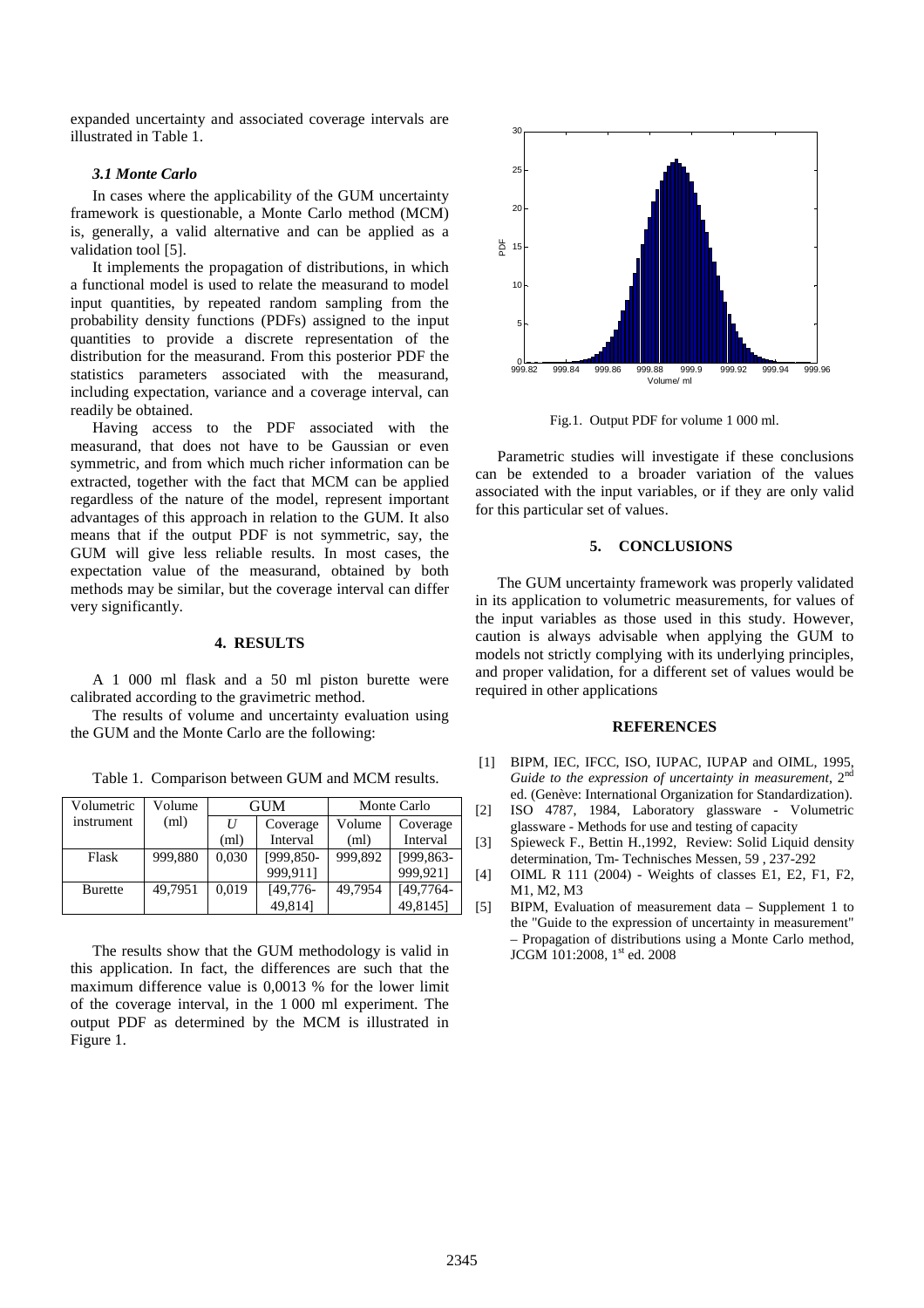expanded uncertainty and associated coverage intervals are illustrated in Table 1.

### *3.1 Monte Carlo*

In cases where the applicability of the GUM uncertainty framework is questionable, a Monte Carlo method (MCM) is, generally, a valid alternative and can be applied as a validation tool [5].

It implements the propagation of distributions, in which a functional model is used to relate the measurand to model input quantities, by repeated random sampling from the probability density functions (PDFs) assigned to the input quantities to provide a discrete representation of the distribution for the measurand. From this posterior PDF the statistics parameters associated with the measurand, including expectation, variance and a coverage interval, can readily be obtained.

Having access to the PDF associated with the measurand, that does not have to be Gaussian or even symmetric, and from which much richer information can be extracted, together with the fact that MCM can be applied regardless of the nature of the model, represent important advantages of this approach in relation to the GUM. It also means that if the output PDF is not symmetric, say, the GUM will give less reliable results. In most cases, the expectation value of the measurand, obtained by both methods may be similar, but the coverage interval can differ very significantly.

## 4. RESULTS

A 1 000 ml flask and a 50 ml piston burette were calibrated according to the gravimetric method.

The results of volume and uncertainty evaluation using the GUM and the Monte Carlo are the following:

Table 1. Comparison between GUM and MCM results.

| Volumetric instrument | Volume (ml) | GUM | | Monte Carlo | |
|---|---|---|---|---|---|
| | | *U* (ml) | Coverage Interval | Volume (ml) | Coverage Interval |
| Flask | 999,880 | 0,030 | [999,850-999,911] | 999,892 | [999,863-999,921] |
| Burette | 49,7951 | 0,019 | [49,776-49,814] | 49,7954 | [49,7764-49,8145] |

The results show that the GUM methodology is valid in this application. In fact, the differences are such that the maximum difference value is 0,0013 % for the lower limit of the coverage interval, in the 1 000 ml experiment. The output PDF as determined by the MCM is illustrated in Figure 1.

PDF
0
5
10
15
20
25
30
999.82 999.84 999.86 999.88 999.9 999.92 999.94 999.96
Volume/ ml

Fig.1. Output PDF for volume 1 000 ml.

Parametric studies will investigate if these conclusions can be extended to a broader variation of the values associated with the input variables, or if they are only valid for this particular set of values.

## 5. CONCLUSIONS

The GUM uncertainty framework was properly validated in its application to volumetric measurements, for values of the input variables as those used in this study. However, caution is always advisable when applying the GUM to models not strictly complying with its underlying principles, and proper validation, for a different set of values would be required in other applications

## REFERENCES

[1] BIPM, IEC, IFCC, ISO, IUPAC, IUPAP and OIML, 1995, *Guide to the expression of uncertainty in measurement*, 2nd ed. (Genève: International Organization for Standardization).

[2] ISO 4787, 1984, Laboratory glassware - Volumetric glassware - Methods for use and testing of capacity

[3] Spieweck F., Bettin H.,1992, Review: Solid Liquid density determination, Tm- Technisches Messen, 59 , 237-292

[4] OIML R 111 (2004) - Weights of classes E1, E2, F1, F2, M1, M2, M3

[5] BIPM, Evaluation of measurement data – Supplement 1 to the "Guide to the expression of uncertainty in measurement" – Propagation of distributions using a Monte Carlo method, JCGM 101:2008, 1st ed. 2008